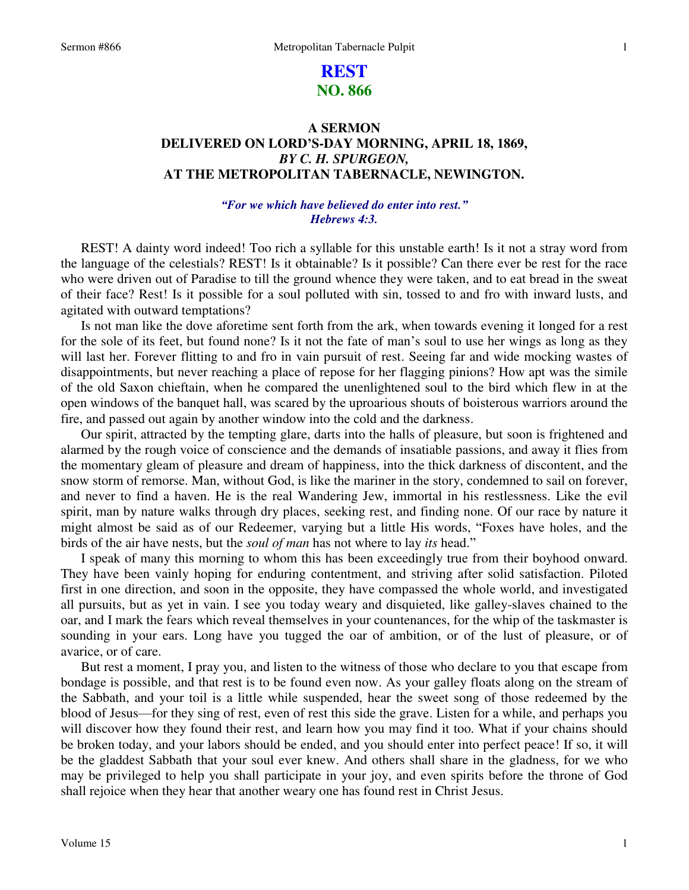# REST
## NO. 866

### A SERMON
### DELIVERED ON LORD'S-DAY MORNING, APRIL 18, 1869,
### *BY C. H. SPURGEON,*
### AT THE METROPOLITAN TABERNACLE, NEWINGTON.

***"For we which have believed do enter into rest." Hebrews 4:3.***

REST! A dainty word indeed! Too rich a syllable for this unstable earth! Is it not a stray word from the language of the celestials? REST! Is it obtainable? Is it possible? Can there ever be rest for the race who were driven out of Paradise to till the ground whence they were taken, and to eat bread in the sweat of their face? Rest! Is it possible for a soul polluted with sin, tossed to and fro with inward lusts, and agitated with outward temptations?

Is not man like the dove aforetime sent forth from the ark, when towards evening it longed for a rest for the sole of its feet, but found none? Is it not the fate of man's soul to use her wings as long as they will last her. Forever flitting to and fro in vain pursuit of rest. Seeing far and wide mocking wastes of disappointments, but never reaching a place of repose for her flagging pinions? How apt was the simile of the old Saxon chieftain, when he compared the unenlightened soul to the bird which flew in at the open windows of the banquet hall, was scared by the uproarious shouts of boisterous warriors around the fire, and passed out again by another window into the cold and the darkness.

Our spirit, attracted by the tempting glare, darts into the halls of pleasure, but soon is frightened and alarmed by the rough voice of conscience and the demands of insatiable passions, and away it flies from the momentary gleam of pleasure and dream of happiness, into the thick darkness of discontent, and the snow storm of remorse. Man, without God, is like the mariner in the story, condemned to sail on forever, and never to find a haven. He is the real Wandering Jew, immortal in his restlessness. Like the evil spirit, man by nature walks through dry places, seeking rest, and finding none. Of our race by nature it might almost be said as of our Redeemer, varying but a little His words, "Foxes have holes, and the birds of the air have nests, but the *soul of man* has not where to lay *its* head."

I speak of many this morning to whom this has been exceedingly true from their boyhood onward. They have been vainly hoping for enduring contentment, and striving after solid satisfaction. Piloted first in one direction, and soon in the opposite, they have compassed the whole world, and investigated all pursuits, but as yet in vain. I see you today weary and disquieted, like galley-slaves chained to the oar, and I mark the fears which reveal themselves in your countenances, for the whip of the taskmaster is sounding in your ears. Long have you tugged the oar of ambition, or of the lust of pleasure, or of avarice, or of care.

But rest a moment, I pray you, and listen to the witness of those who declare to you that escape from bondage is possible, and that rest is to be found even now. As your galley floats along on the stream of the Sabbath, and your toil is a little while suspended, hear the sweet song of those redeemed by the blood of Jesus—for they sing of rest, even of rest this side the grave. Listen for a while, and perhaps you will discover how they found their rest, and learn how you may find it too. What if your chains should be broken today, and your labors should be ended, and you should enter into perfect peace! If so, it will be the gladdest Sabbath that your soul ever knew. And others shall share in the gladness, for we who may be privileged to help you shall participate in your joy, and even spirits before the throne of God shall rejoice when they hear that another weary one has found rest in Christ Jesus.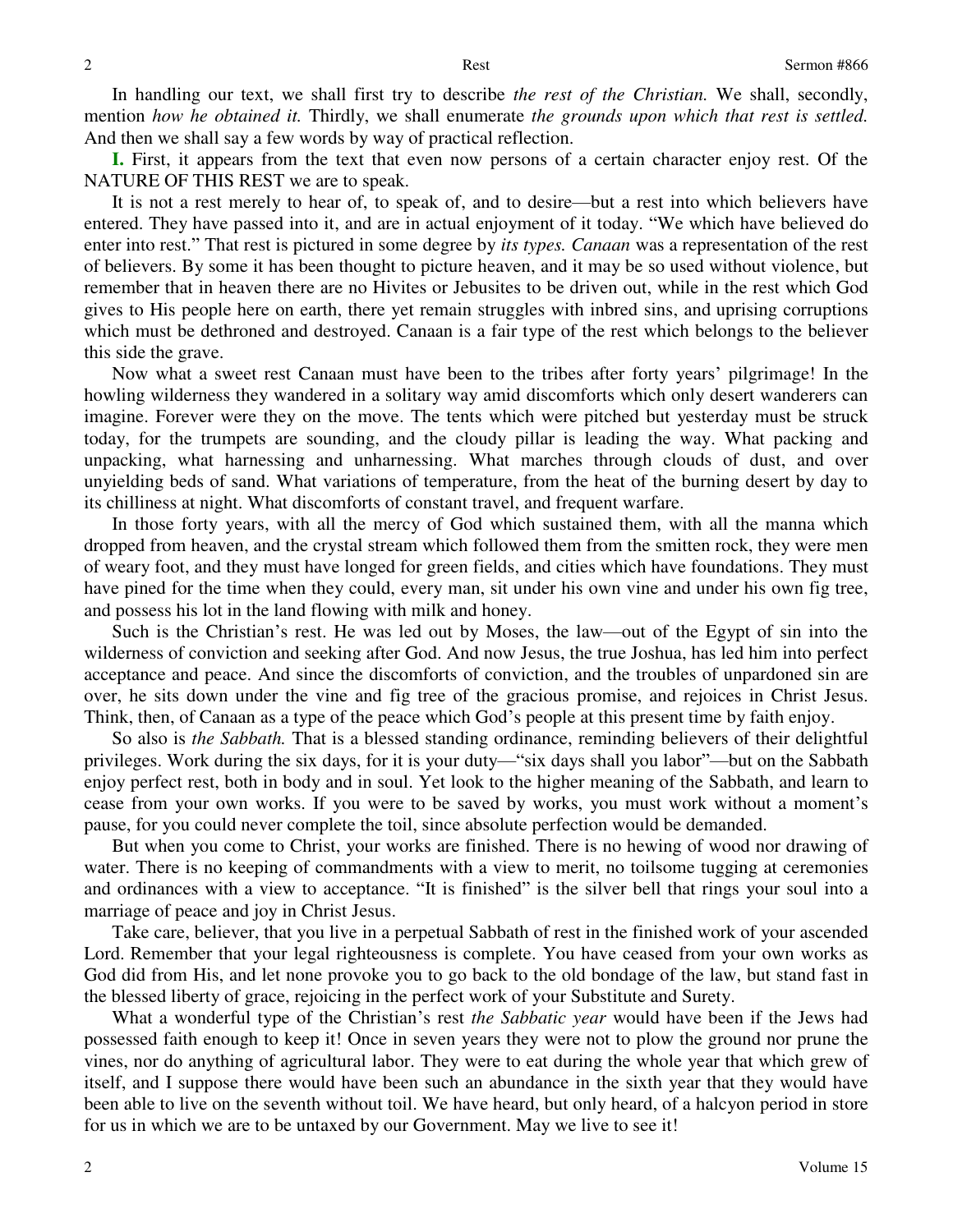In handling our text, we shall first try to describe *the rest of the Christian.* We shall, secondly, mention *how he obtained it.* Thirdly, we shall enumerate *the grounds upon which that rest is settled.* And then we shall say a few words by way of practical reflection.

**I.** First, it appears from the text that even now persons of a certain character enjoy rest. Of the NATURE OF THIS REST we are to speak.

It is not a rest merely to hear of, to speak of, and to desire—but a rest into which believers have entered. They have passed into it, and are in actual enjoyment of it today. "We which have believed do enter into rest." That rest is pictured in some degree by *its types. Canaan* was a representation of the rest of believers. By some it has been thought to picture heaven, and it may be so used without violence, but remember that in heaven there are no Hivites or Jebusites to be driven out, while in the rest which God gives to His people here on earth, there yet remain struggles with inbred sins, and uprising corruptions which must be dethroned and destroyed. Canaan is a fair type of the rest which belongs to the believer this side the grave.

Now what a sweet rest Canaan must have been to the tribes after forty years' pilgrimage! In the howling wilderness they wandered in a solitary way amid discomforts which only desert wanderers can imagine. Forever were they on the move. The tents which were pitched but yesterday must be struck today, for the trumpets are sounding, and the cloudy pillar is leading the way. What packing and unpacking, what harnessing and unharnessing. What marches through clouds of dust, and over unyielding beds of sand. What variations of temperature, from the heat of the burning desert by day to its chilliness at night. What discomforts of constant travel, and frequent warfare.

In those forty years, with all the mercy of God which sustained them, with all the manna which dropped from heaven, and the crystal stream which followed them from the smitten rock, they were men of weary foot, and they must have longed for green fields, and cities which have foundations. They must have pined for the time when they could, every man, sit under his own vine and under his own fig tree, and possess his lot in the land flowing with milk and honey.

Such is the Christian's rest. He was led out by Moses, the law—out of the Egypt of sin into the wilderness of conviction and seeking after God. And now Jesus, the true Joshua, has led him into perfect acceptance and peace. And since the discomforts of conviction, and the troubles of unpardoned sin are over, he sits down under the vine and fig tree of the gracious promise, and rejoices in Christ Jesus. Think, then, of Canaan as a type of the peace which God's people at this present time by faith enjoy.

So also is *the Sabbath.* That is a blessed standing ordinance, reminding believers of their delightful privileges. Work during the six days, for it is your duty—"six days shall you labor"—but on the Sabbath enjoy perfect rest, both in body and in soul. Yet look to the higher meaning of the Sabbath, and learn to cease from your own works. If you were to be saved by works, you must work without a moment's pause, for you could never complete the toil, since absolute perfection would be demanded.

But when you come to Christ, your works are finished. There is no hewing of wood nor drawing of water. There is no keeping of commandments with a view to merit, no toilsome tugging at ceremonies and ordinances with a view to acceptance. "It is finished" is the silver bell that rings your soul into a marriage of peace and joy in Christ Jesus.

Take care, believer, that you live in a perpetual Sabbath of rest in the finished work of your ascended Lord. Remember that your legal righteousness is complete. You have ceased from your own works as God did from His, and let none provoke you to go back to the old bondage of the law, but stand fast in the blessed liberty of grace, rejoicing in the perfect work of your Substitute and Surety.

What a wonderful type of the Christian's rest *the Sabbatic year* would have been if the Jews had possessed faith enough to keep it! Once in seven years they were not to plow the ground nor prune the vines, nor do anything of agricultural labor. They were to eat during the whole year that which grew of itself, and I suppose there would have been such an abundance in the sixth year that they would have been able to live on the seventh without toil. We have heard, but only heard, of a halcyon period in store for us in which we are to be untaxed by our Government. May we live to see it!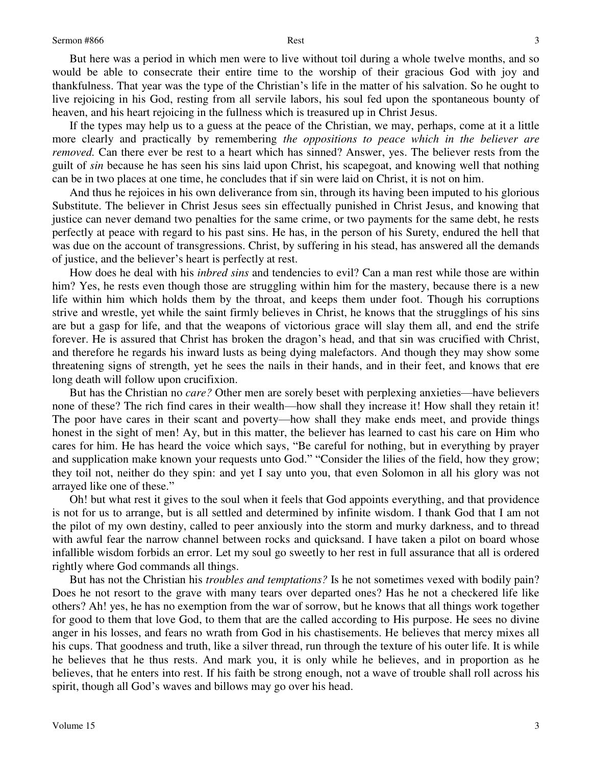But here was a period in which men were to live without toil during a whole twelve months, and so would be able to consecrate their entire time to the worship of their gracious God with joy and thankfulness. That year was the type of the Christian's life in the matter of his salvation. So he ought to live rejoicing in his God, resting from all servile labors, his soul fed upon the spontaneous bounty of heaven, and his heart rejoicing in the fullness which is treasured up in Christ Jesus.

If the types may help us to a guess at the peace of the Christian, we may, perhaps, come at it a little more clearly and practically by remembering *the oppositions to peace which in the believer are removed.* Can there ever be rest to a heart which has sinned? Answer, yes. The believer rests from the guilt of *sin* because he has seen his sins laid upon Christ, his scapegoat, and knowing well that nothing can be in two places at one time, he concludes that if sin were laid on Christ, it is not on him.

And thus he rejoices in his own deliverance from sin, through its having been imputed to his glorious Substitute. The believer in Christ Jesus sees sin effectually punished in Christ Jesus, and knowing that justice can never demand two penalties for the same crime, or two payments for the same debt, he rests perfectly at peace with regard to his past sins. He has, in the person of his Surety, endured the hell that was due on the account of transgressions. Christ, by suffering in his stead, has answered all the demands of justice, and the believer's heart is perfectly at rest.

How does he deal with his *inbred sins* and tendencies to evil? Can a man rest while those are within him? Yes, he rests even though those are struggling within him for the mastery, because there is a new life within him which holds them by the throat, and keeps them under foot. Though his corruptions strive and wrestle, yet while the saint firmly believes in Christ, he knows that the strugglings of his sins are but a gasp for life, and that the weapons of victorious grace will slay them all, and end the strife forever. He is assured that Christ has broken the dragon's head, and that sin was crucified with Christ, and therefore he regards his inward lusts as being dying malefactors. And though they may show some threatening signs of strength, yet he sees the nails in their hands, and in their feet, and knows that ere long death will follow upon crucifixion.

But has the Christian no *care?* Other men are sorely beset with perplexing anxieties—have believers none of these? The rich find cares in their wealth—how shall they increase it! How shall they retain it! The poor have cares in their scant and poverty—how shall they make ends meet, and provide things honest in the sight of men! Ay, but in this matter, the believer has learned to cast his care on Him who cares for him. He has heard the voice which says, "Be careful for nothing, but in everything by prayer and supplication make known your requests unto God." "Consider the lilies of the field, how they grow; they toil not, neither do they spin: and yet I say unto you, that even Solomon in all his glory was not arrayed like one of these."

Oh! but what rest it gives to the soul when it feels that God appoints everything, and that providence is not for us to arrange, but is all settled and determined by infinite wisdom. I thank God that I am not the pilot of my own destiny, called to peer anxiously into the storm and murky darkness, and to thread with awful fear the narrow channel between rocks and quicksand. I have taken a pilot on board whose infallible wisdom forbids an error. Let my soul go sweetly to her rest in full assurance that all is ordered rightly where God commands all things.

But has not the Christian his *troubles and temptations?* Is he not sometimes vexed with bodily pain? Does he not resort to the grave with many tears over departed ones? Has he not a checkered life like others? Ah! yes, he has no exemption from the war of sorrow, but he knows that all things work together for good to them that love God, to them that are the called according to His purpose. He sees no divine anger in his losses, and fears no wrath from God in his chastisements. He believes that mercy mixes all his cups. That goodness and truth, like a silver thread, run through the texture of his outer life. It is while he believes that he thus rests. And mark you, it is only while he believes, and in proportion as he believes, that he enters into rest. If his faith be strong enough, not a wave of trouble shall roll across his spirit, though all God's waves and billows may go over his head.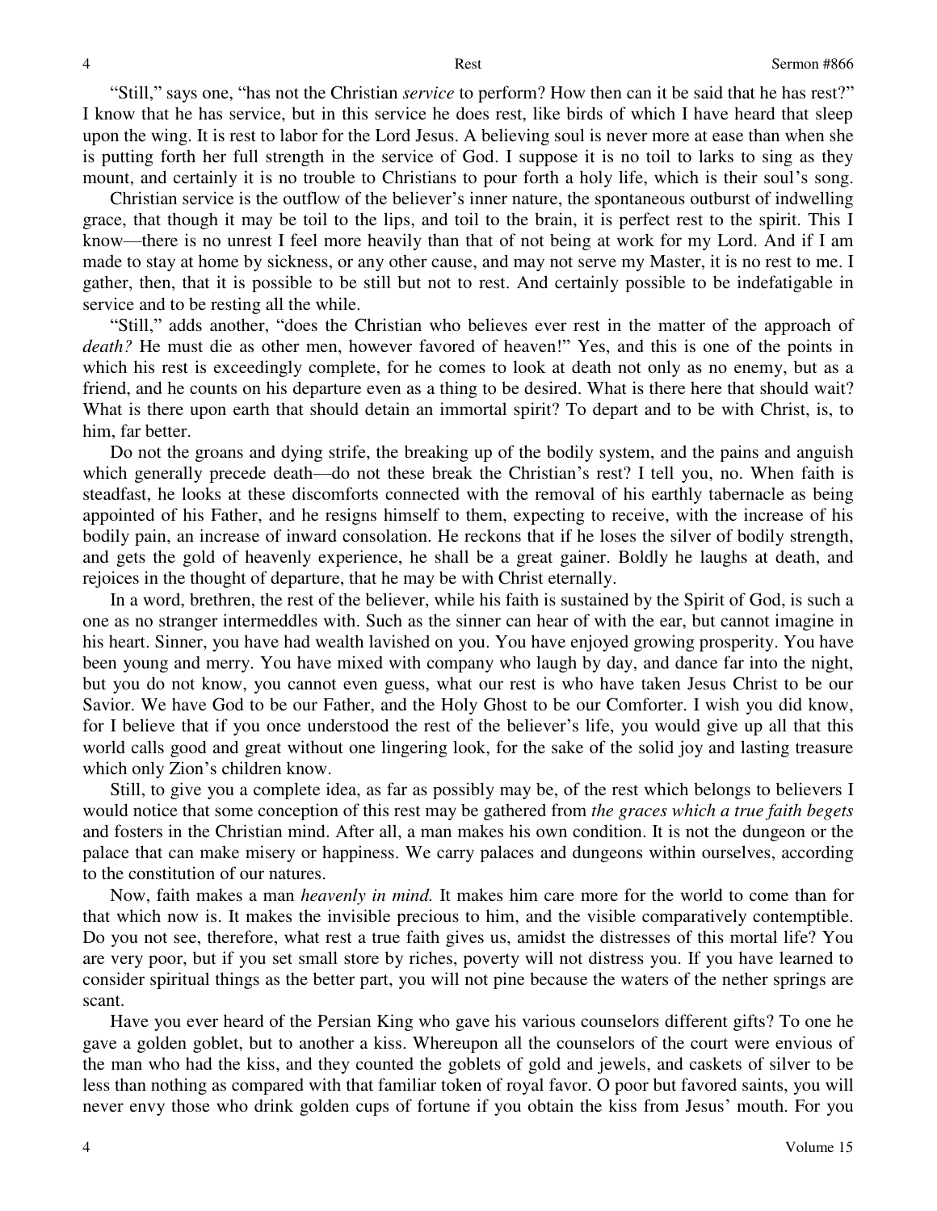"Still," says one, "has not the Christian *service* to perform? How then can it be said that he has rest?" I know that he has service, but in this service he does rest, like birds of which I have heard that sleep upon the wing. It is rest to labor for the Lord Jesus. A believing soul is never more at ease than when she is putting forth her full strength in the service of God. I suppose it is no toil to larks to sing as they mount, and certainly it is no trouble to Christians to pour forth a holy life, which is their soul's song.

Christian service is the outflow of the believer's inner nature, the spontaneous outburst of indwelling grace, that though it may be toil to the lips, and toil to the brain, it is perfect rest to the spirit. This I know—there is no unrest I feel more heavily than that of not being at work for my Lord. And if I am made to stay at home by sickness, or any other cause, and may not serve my Master, it is no rest to me. I gather, then, that it is possible to be still but not to rest. And certainly possible to be indefatigable in service and to be resting all the while.

"Still," adds another, "does the Christian who believes ever rest in the matter of the approach of *death?* He must die as other men, however favored of heaven!" Yes, and this is one of the points in which his rest is exceedingly complete, for he comes to look at death not only as no enemy, but as a friend, and he counts on his departure even as a thing to be desired. What is there here that should wait? What is there upon earth that should detain an immortal spirit? To depart and to be with Christ, is, to him, far better.

Do not the groans and dying strife, the breaking up of the bodily system, and the pains and anguish which generally precede death—do not these break the Christian's rest? I tell you, no. When faith is steadfast, he looks at these discomforts connected with the removal of his earthly tabernacle as being appointed of his Father, and he resigns himself to them, expecting to receive, with the increase of his bodily pain, an increase of inward consolation. He reckons that if he loses the silver of bodily strength, and gets the gold of heavenly experience, he shall be a great gainer. Boldly he laughs at death, and rejoices in the thought of departure, that he may be with Christ eternally.

In a word, brethren, the rest of the believer, while his faith is sustained by the Spirit of God, is such a one as no stranger intermeddles with. Such as the sinner can hear of with the ear, but cannot imagine in his heart. Sinner, you have had wealth lavished on you. You have enjoyed growing prosperity. You have been young and merry. You have mixed with company who laugh by day, and dance far into the night, but you do not know, you cannot even guess, what our rest is who have taken Jesus Christ to be our Savior. We have God to be our Father, and the Holy Ghost to be our Comforter. I wish you did know, for I believe that if you once understood the rest of the believer's life, you would give up all that this world calls good and great without one lingering look, for the sake of the solid joy and lasting treasure which only Zion's children know.

Still, to give you a complete idea, as far as possibly may be, of the rest which belongs to believers I would notice that some conception of this rest may be gathered from *the graces which a true faith begets* and fosters in the Christian mind. After all, a man makes his own condition. It is not the dungeon or the palace that can make misery or happiness. We carry palaces and dungeons within ourselves, according to the constitution of our natures.

Now, faith makes a man *heavenly in mind.* It makes him care more for the world to come than for that which now is. It makes the invisible precious to him, and the visible comparatively contemptible. Do you not see, therefore, what rest a true faith gives us, amidst the distresses of this mortal life? You are very poor, but if you set small store by riches, poverty will not distress you. If you have learned to consider spiritual things as the better part, you will not pine because the waters of the nether springs are scant.

Have you ever heard of the Persian King who gave his various counselors different gifts? To one he gave a golden goblet, but to another a kiss. Whereupon all the counselors of the court were envious of the man who had the kiss, and they counted the goblets of gold and jewels, and caskets of silver to be less than nothing as compared with that familiar token of royal favor. O poor but favored saints, you will never envy those who drink golden cups of fortune if you obtain the kiss from Jesus' mouth. For you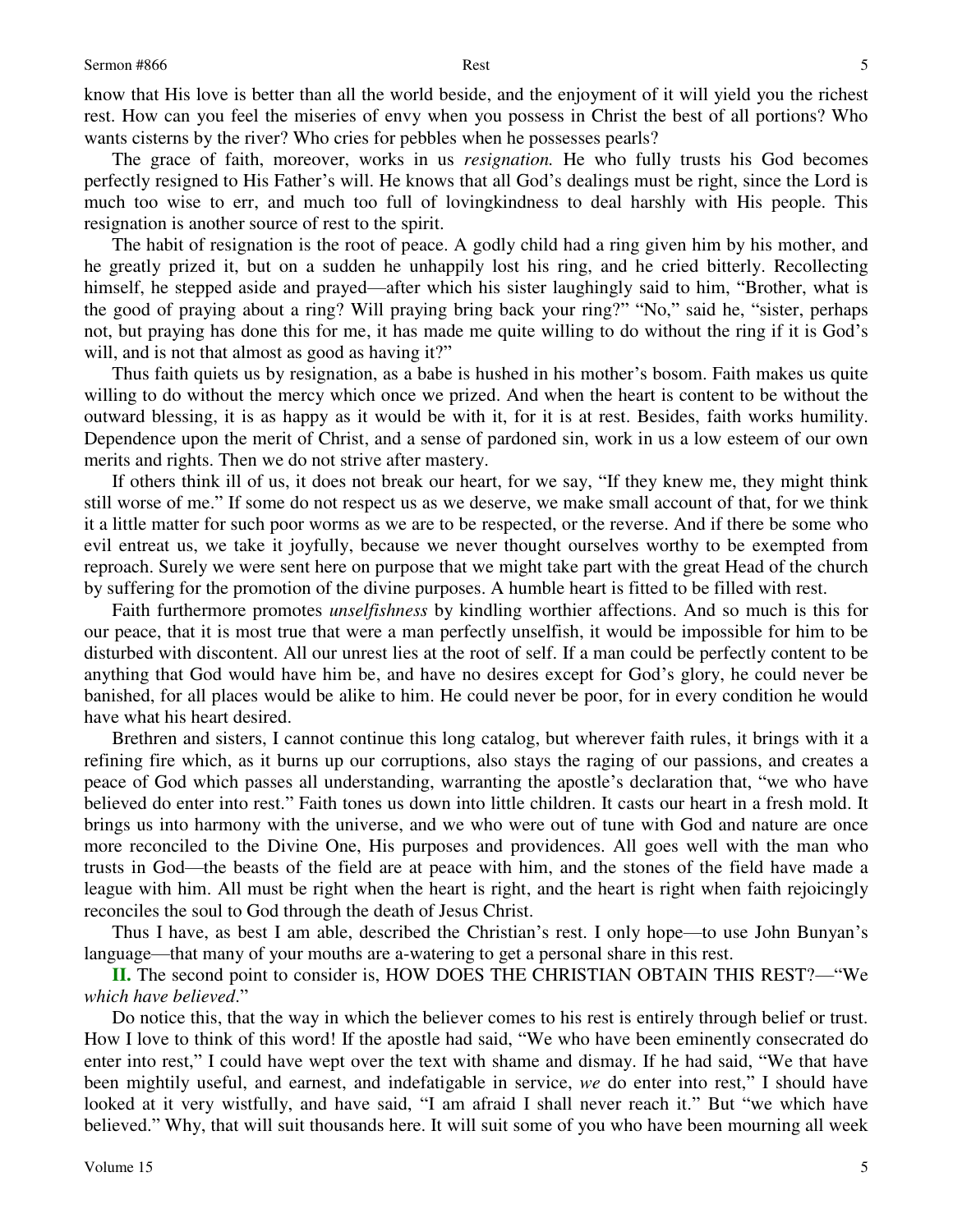know that His love is better than all the world beside, and the enjoyment of it will yield you the richest rest. How can you feel the miseries of envy when you possess in Christ the best of all portions? Who wants cisterns by the river? Who cries for pebbles when he possesses pearls?

The grace of faith, moreover, works in us *resignation.* He who fully trusts his God becomes perfectly resigned to His Father's will. He knows that all God's dealings must be right, since the Lord is much too wise to err, and much too full of lovingkindness to deal harshly with His people. This resignation is another source of rest to the spirit.

The habit of resignation is the root of peace. A godly child had a ring given him by his mother, and he greatly prized it, but on a sudden he unhappily lost his ring, and he cried bitterly. Recollecting himself, he stepped aside and prayed—after which his sister laughingly said to him, "Brother, what is the good of praying about a ring? Will praying bring back your ring?" "No," said he, "sister, perhaps not, but praying has done this for me, it has made me quite willing to do without the ring if it is God's will, and is not that almost as good as having it?"

Thus faith quiets us by resignation, as a babe is hushed in his mother's bosom. Faith makes us quite willing to do without the mercy which once we prized. And when the heart is content to be without the outward blessing, it is as happy as it would be with it, for it is at rest. Besides, faith works humility. Dependence upon the merit of Christ, and a sense of pardoned sin, work in us a low esteem of our own merits and rights. Then we do not strive after mastery.

If others think ill of us, it does not break our heart, for we say, "If they knew me, they might think still worse of me." If some do not respect us as we deserve, we make small account of that, for we think it a little matter for such poor worms as we are to be respected, or the reverse. And if there be some who evil entreat us, we take it joyfully, because we never thought ourselves worthy to be exempted from reproach. Surely we were sent here on purpose that we might take part with the great Head of the church by suffering for the promotion of the divine purposes. A humble heart is fitted to be filled with rest.

Faith furthermore promotes *unselfishness* by kindling worthier affections. And so much is this for our peace, that it is most true that were a man perfectly unselfish, it would be impossible for him to be disturbed with discontent. All our unrest lies at the root of self. If a man could be perfectly content to be anything that God would have him be, and have no desires except for God's glory, he could never be banished, for all places would be alike to him. He could never be poor, for in every condition he would have what his heart desired.

Brethren and sisters, I cannot continue this long catalog, but wherever faith rules, it brings with it a refining fire which, as it burns up our corruptions, also stays the raging of our passions, and creates a peace of God which passes all understanding, warranting the apostle's declaration that, "we who have believed do enter into rest." Faith tones us down into little children. It casts our heart in a fresh mold. It brings us into harmony with the universe, and we who were out of tune with God and nature are once more reconciled to the Divine One, His purposes and providences. All goes well with the man who trusts in God—the beasts of the field are at peace with him, and the stones of the field have made a league with him. All must be right when the heart is right, and the heart is right when faith rejoicingly reconciles the soul to God through the death of Jesus Christ.

Thus I have, as best I am able, described the Christian's rest. I only hope—to use John Bunyan's language—that many of your mouths are a-watering to get a personal share in this rest.

**II.** The second point to consider is, HOW DOES THE CHRISTIAN OBTAIN THIS REST?—"We *which have believed*."

Do notice this, that the way in which the believer comes to his rest is entirely through belief or trust. How I love to think of this word! If the apostle had said, "We who have been eminently consecrated do enter into rest," I could have wept over the text with shame and dismay. If he had said, "We that have been mightily useful, and earnest, and indefatigable in service, *we* do enter into rest," I should have looked at it very wistfully, and have said, "I am afraid I shall never reach it." But "we which have believed." Why, that will suit thousands here. It will suit some of you who have been mourning all week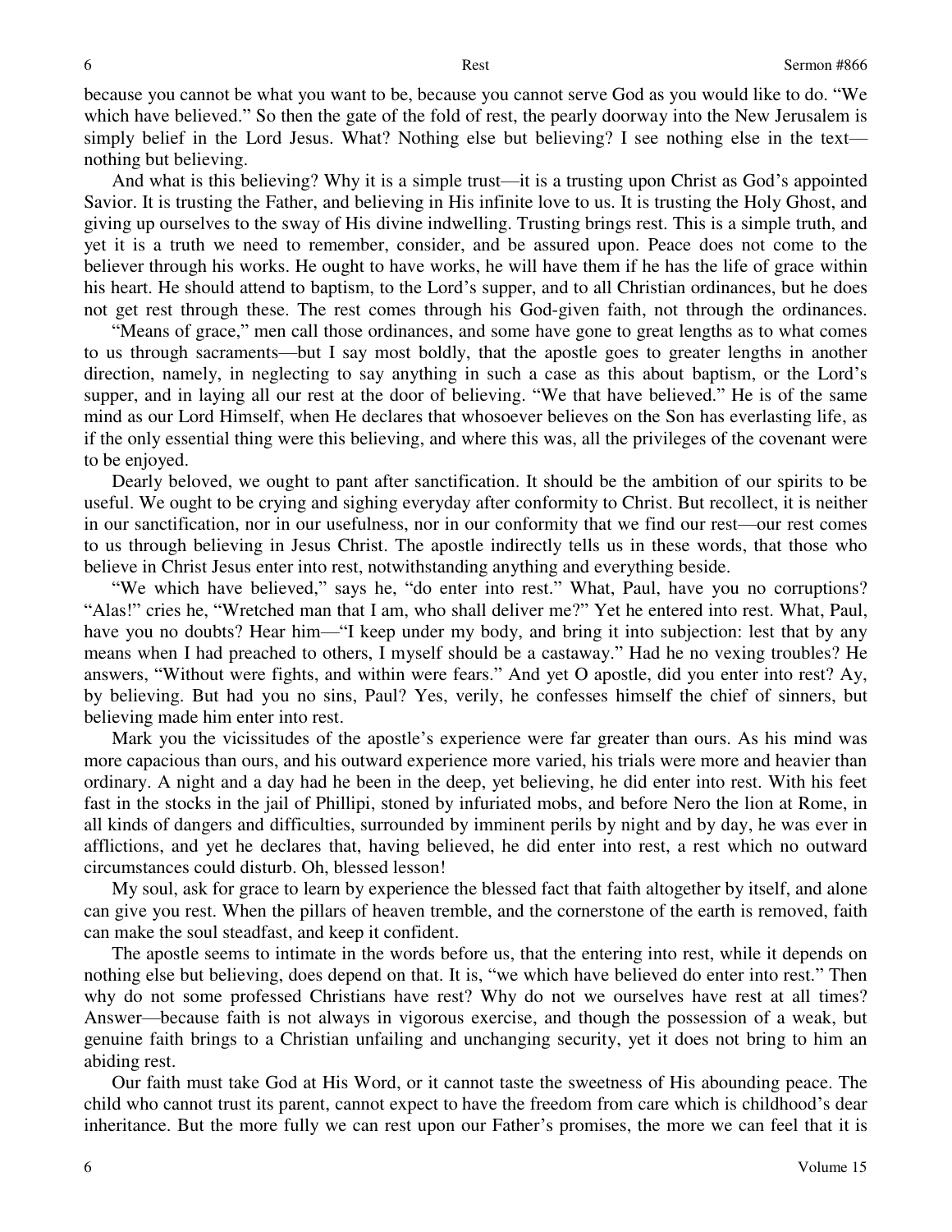because you cannot be what you want to be, because you cannot serve God as you would like to do. "We which have believed." So then the gate of the fold of rest, the pearly doorway into the New Jerusalem is simply belief in the Lord Jesus. What? Nothing else but believing? I see nothing else in the text—nothing but believing.

And what is this believing? Why it is a simple trust—it is a trusting upon Christ as God's appointed Savior. It is trusting the Father, and believing in His infinite love to us. It is trusting the Holy Ghost, and giving up ourselves to the sway of His divine indwelling. Trusting brings rest. This is a simple truth, and yet it is a truth we need to remember, consider, and be assured upon. Peace does not come to the believer through his works. He ought to have works, he will have them if he has the life of grace within his heart. He should attend to baptism, to the Lord's supper, and to all Christian ordinances, but he does not get rest through these. The rest comes through his God-given faith, not through the ordinances.

"Means of grace," men call those ordinances, and some have gone to great lengths as to what comes to us through sacraments—but I say most boldly, that the apostle goes to greater lengths in another direction, namely, in neglecting to say anything in such a case as this about baptism, or the Lord's supper, and in laying all our rest at the door of believing. "We that have believed." He is of the same mind as our Lord Himself, when He declares that whosoever believes on the Son has everlasting life, as if the only essential thing were this believing, and where this was, all the privileges of the covenant were to be enjoyed.

Dearly beloved, we ought to pant after sanctification. It should be the ambition of our spirits to be useful. We ought to be crying and sighing everyday after conformity to Christ. But recollect, it is neither in our sanctification, nor in our usefulness, nor in our conformity that we find our rest—our rest comes to us through believing in Jesus Christ. The apostle indirectly tells us in these words, that those who believe in Christ Jesus enter into rest, notwithstanding anything and everything beside.

"We which have believed," says he, "do enter into rest." What, Paul, have you no corruptions? "Alas!" cries he, "Wretched man that I am, who shall deliver me?" Yet he entered into rest. What, Paul, have you no doubts? Hear him—"I keep under my body, and bring it into subjection: lest that by any means when I had preached to others, I myself should be a castaway." Had he no vexing troubles? He answers, "Without were fights, and within were fears." And yet O apostle, did you enter into rest? Ay, by believing. But had you no sins, Paul? Yes, verily, he confesses himself the chief of sinners, but believing made him enter into rest.

Mark you the vicissitudes of the apostle's experience were far greater than ours. As his mind was more capacious than ours, and his outward experience more varied, his trials were more and heavier than ordinary. A night and a day had he been in the deep, yet believing, he did enter into rest. With his feet fast in the stocks in the jail of Phillipi, stoned by infuriated mobs, and before Nero the lion at Rome, in all kinds of dangers and difficulties, surrounded by imminent perils by night and by day, he was ever in afflictions, and yet he declares that, having believed, he did enter into rest, a rest which no outward circumstances could disturb. Oh, blessed lesson!

My soul, ask for grace to learn by experience the blessed fact that faith altogether by itself, and alone can give you rest. When the pillars of heaven tremble, and the cornerstone of the earth is removed, faith can make the soul steadfast, and keep it confident.

The apostle seems to intimate in the words before us, that the entering into rest, while it depends on nothing else but believing, does depend on that. It is, "we which have believed do enter into rest." Then why do not some professed Christians have rest? Why do not we ourselves have rest at all times? Answer—because faith is not always in vigorous exercise, and though the possession of a weak, but genuine faith brings to a Christian unfailing and unchanging security, yet it does not bring to him an abiding rest.

Our faith must take God at His Word, or it cannot taste the sweetness of His abounding peace. The child who cannot trust its parent, cannot expect to have the freedom from care which is childhood's dear inheritance. But the more fully we can rest upon our Father's promises, the more we can feel that it is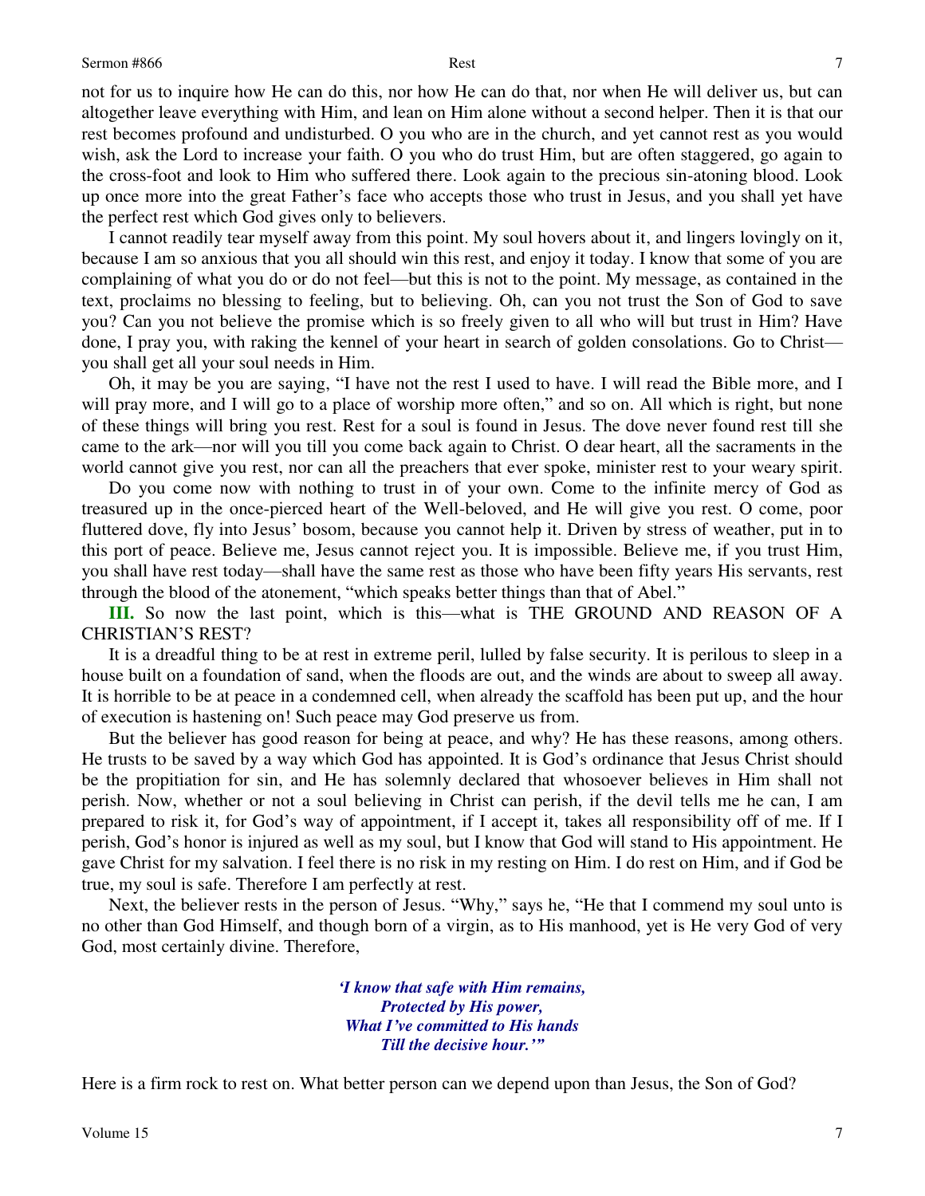not for us to inquire how He can do this, nor how He can do that, nor when He will deliver us, but can altogether leave everything with Him, and lean on Him alone without a second helper. Then it is that our rest becomes profound and undisturbed. O you who are in the church, and yet cannot rest as you would wish, ask the Lord to increase your faith. O you who do trust Him, but are often staggered, go again to the cross-foot and look to Him who suffered there. Look again to the precious sin-atoning blood. Look up once more into the great Father's face who accepts those who trust in Jesus, and you shall yet have the perfect rest which God gives only to believers.

I cannot readily tear myself away from this point. My soul hovers about it, and lingers lovingly on it, because I am so anxious that you all should win this rest, and enjoy it today. I know that some of you are complaining of what you do or do not feel—but this is not to the point. My message, as contained in the text, proclaims no blessing to feeling, but to believing. Oh, can you not trust the Son of God to save you? Can you not believe the promise which is so freely given to all who will but trust in Him? Have done, I pray you, with raking the kennel of your heart in search of golden consolations. Go to Christ—you shall get all your soul needs in Him.

Oh, it may be you are saying, "I have not the rest I used to have. I will read the Bible more, and I will pray more, and I will go to a place of worship more often," and so on. All which is right, but none of these things will bring you rest. Rest for a soul is found in Jesus. The dove never found rest till she came to the ark—nor will you till you come back again to Christ. O dear heart, all the sacraments in the world cannot give you rest, nor can all the preachers that ever spoke, minister rest to your weary spirit.

Do you come now with nothing to trust in of your own. Come to the infinite mercy of God as treasured up in the once-pierced heart of the Well-beloved, and He will give you rest. O come, poor fluttered dove, fly into Jesus' bosom, because you cannot help it. Driven by stress of weather, put in to this port of peace. Believe me, Jesus cannot reject you. It is impossible. Believe me, if you trust Him, you shall have rest today—shall have the same rest as those who have been fifty years His servants, rest through the blood of the atonement, "which speaks better things than that of Abel."

**III.** So now the last point, which is this—what is THE GROUND AND REASON OF A CHRISTIAN'S REST?

It is a dreadful thing to be at rest in extreme peril, lulled by false security. It is perilous to sleep in a house built on a foundation of sand, when the floods are out, and the winds are about to sweep all away. It is horrible to be at peace in a condemned cell, when already the scaffold has been put up, and the hour of execution is hastening on! Such peace may God preserve us from.

But the believer has good reason for being at peace, and why? He has these reasons, among others. He trusts to be saved by a way which God has appointed. It is God's ordinance that Jesus Christ should be the propitiation for sin, and He has solemnly declared that whosoever believes in Him shall not perish. Now, whether or not a soul believing in Christ can perish, if the devil tells me he can, I am prepared to risk it, for God's way of appointment, if I accept it, takes all responsibility off of me. If I perish, God's honor is injured as well as my soul, but I know that God will stand to His appointment. He gave Christ for my salvation. I feel there is no risk in my resting on Him. I do rest on Him, and if God be true, my soul is safe. Therefore I am perfectly at rest.

Next, the believer rests in the person of Jesus. "Why," says he, "He that I commend my soul unto is no other than God Himself, and though born of a virgin, as to His manhood, yet is He very God of very God, most certainly divine. Therefore,

*'I know that safe with Him remains,*
*Protected by His power,*
*What I've committed to His hands*
*Till the decisive hour.'"*

Here is a firm rock to rest on. What better person can we depend upon than Jesus, the Son of God?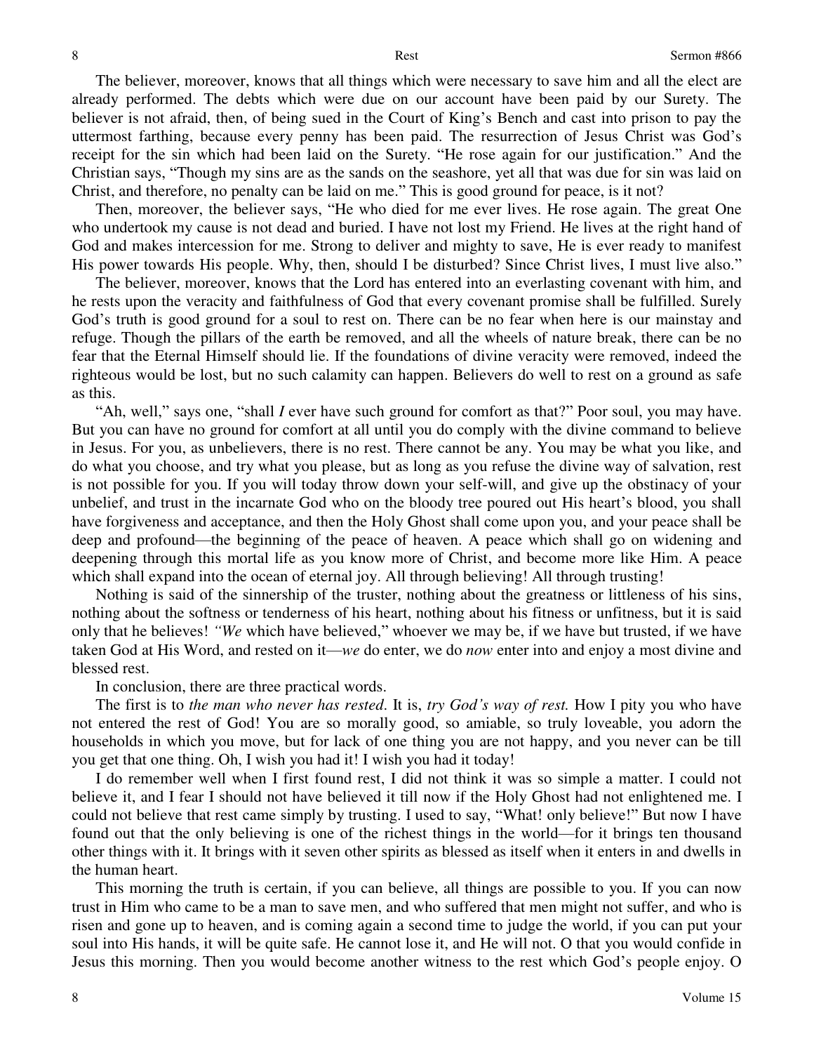The believer, moreover, knows that all things which were necessary to save him and all the elect are already performed. The debts which were due on our account have been paid by our Surety. The believer is not afraid, then, of being sued in the Court of King's Bench and cast into prison to pay the uttermost farthing, because every penny has been paid. The resurrection of Jesus Christ was God's receipt for the sin which had been laid on the Surety. "He rose again for our justification." And the Christian says, "Though my sins are as the sands on the seashore, yet all that was due for sin was laid on Christ, and therefore, no penalty can be laid on me." This is good ground for peace, is it not?

Then, moreover, the believer says, "He who died for me ever lives. He rose again. The great One who undertook my cause is not dead and buried. I have not lost my Friend. He lives at the right hand of God and makes intercession for me. Strong to deliver and mighty to save, He is ever ready to manifest His power towards His people. Why, then, should I be disturbed? Since Christ lives, I must live also."

The believer, moreover, knows that the Lord has entered into an everlasting covenant with him, and he rests upon the veracity and faithfulness of God that every covenant promise shall be fulfilled. Surely God's truth is good ground for a soul to rest on. There can be no fear when here is our mainstay and refuge. Though the pillars of the earth be removed, and all the wheels of nature break, there can be no fear that the Eternal Himself should lie. If the foundations of divine veracity were removed, indeed the righteous would be lost, but no such calamity can happen. Believers do well to rest on a ground as safe as this.

"Ah, well," says one, "shall *I* ever have such ground for comfort as that?" Poor soul, you may have. But you can have no ground for comfort at all until you do comply with the divine command to believe in Jesus. For you, as unbelievers, there is no rest. There cannot be any. You may be what you like, and do what you choose, and try what you please, but as long as you refuse the divine way of salvation, rest is not possible for you. If you will today throw down your self-will, and give up the obstinacy of your unbelief, and trust in the incarnate God who on the bloody tree poured out His heart's blood, you shall have forgiveness and acceptance, and then the Holy Ghost shall come upon you, and your peace shall be deep and profound—the beginning of the peace of heaven. A peace which shall go on widening and deepening through this mortal life as you know more of Christ, and become more like Him. A peace which shall expand into the ocean of eternal joy. All through believing! All through trusting!

Nothing is said of the sinnership of the truster, nothing about the greatness or littleness of his sins, nothing about the softness or tenderness of his heart, nothing about his fitness or unfitness, but it is said only that he believes! *"We* which have believed," whoever we may be, if we have but trusted, if we have taken God at His Word, and rested on it—*we* do enter, we do *now* enter into and enjoy a most divine and blessed rest.

In conclusion, there are three practical words.

The first is to *the man who never has rested*. It is, *try God's way of rest.* How I pity you who have not entered the rest of God! You are so morally good, so amiable, so truly loveable, you adorn the households in which you move, but for lack of one thing you are not happy, and you never can be till you get that one thing. Oh, I wish you had it! I wish you had it today!

I do remember well when I first found rest, I did not think it was so simple a matter. I could not believe it, and I fear I should not have believed it till now if the Holy Ghost had not enlightened me. I could not believe that rest came simply by trusting. I used to say, "What! only believe!" But now I have found out that the only believing is one of the richest things in the world—for it brings ten thousand other things with it. It brings with it seven other spirits as blessed as itself when it enters in and dwells in the human heart.

This morning the truth is certain, if you can believe, all things are possible to you. If you can now trust in Him who came to be a man to save men, and who suffered that men might not suffer, and who is risen and gone up to heaven, and is coming again a second time to judge the world, if you can put your soul into His hands, it will be quite safe. He cannot lose it, and He will not. O that you would confide in Jesus this morning. Then you would become another witness to the rest which God's people enjoy. O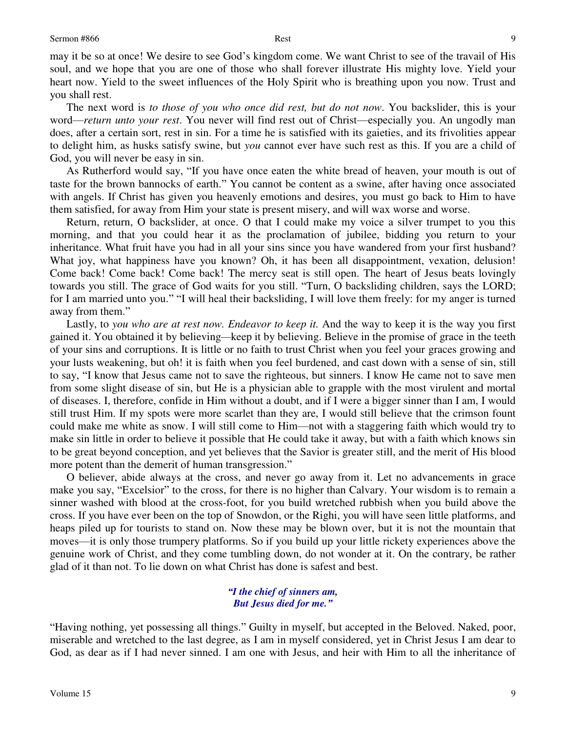may it be so at once! We desire to see God's kingdom come. We want Christ to see of the travail of His soul, and we hope that you are one of those who shall forever illustrate His mighty love. Yield your heart now. Yield to the sweet influences of the Holy Spirit who is breathing upon you now. Trust and you shall rest.

The next word is *to those of you who once did rest, but do not now*. You backslider, this is your word—*return unto your rest*. You never will find rest out of Christ—especially you. An ungodly man does, after a certain sort, rest in sin. For a time he is satisfied with its gaieties, and its frivolities appear to delight him, as husks satisfy swine, but *you* cannot ever have such rest as this. If you are a child of God, you will never be easy in sin.

As Rutherford would say, "If you have once eaten the white bread of heaven, your mouth is out of taste for the brown bannocks of earth." You cannot be content as a swine, after having once associated with angels. If Christ has given you heavenly emotions and desires, you must go back to Him to have them satisfied, for away from Him your state is present misery, and will wax worse and worse.

Return, return, O backslider, at once. O that I could make my voice a silver trumpet to you this morning, and that you could hear it as the proclamation of jubilee, bidding you return to your inheritance. What fruit have you had in all your sins since you have wandered from your first husband? What joy, what happiness have you known? Oh, it has been all disappointment, vexation, delusion! Come back! Come back! Come back! The mercy seat is still open. The heart of Jesus beats lovingly towards you still. The grace of God waits for you still. "Turn, O backsliding children, says the LORD; for I am married unto you." "I will heal their backsliding, I will love them freely: for my anger is turned away from them."

Lastly, to *you who are at rest now. Endeavor to keep it.* And the way to keep it is the way you first gained it. You obtained it by believing—keep it by believing. Believe in the promise of grace in the teeth of your sins and corruptions. It is little or no faith to trust Christ when you feel your graces growing and your lusts weakening, but oh! it is faith when you feel burdened, and cast down with a sense of sin, still to say, "I know that Jesus came not to save the righteous, but sinners. I know He came not to save men from some slight disease of sin, but He is a physician able to grapple with the most virulent and mortal of diseases. I, therefore, confide in Him without a doubt, and if I were a bigger sinner than I am, I would still trust Him. If my spots were more scarlet than they are, I would still believe that the crimson fount could make me white as snow. I will still come to Him—not with a staggering faith which would try to make sin little in order to believe it possible that He could take it away, but with a faith which knows sin to be great beyond conception, and yet believes that the Savior is greater still, and the merit of His blood more potent than the demerit of human transgression."

O believer, abide always at the cross, and never go away from it. Let no advancements in grace make you say, "Excelsior" to the cross, for there is no higher than Calvary. Your wisdom is to remain a sinner washed with blood at the cross-foot, for you build wretched rubbish when you build above the cross. If you have ever been on the top of Snowdon, or the Righi, you will have seen little platforms, and heaps piled up for tourists to stand on. Now these may be blown over, but it is not the mountain that moves—it is only those trumpery platforms. So if you build up your little rickety experiences above the genuine work of Christ, and they come tumbling down, do not wonder at it. On the contrary, be rather glad of it than not. To lie down on what Christ has done is safest and best.

> ***"I the chief of sinners am,***
> ***But Jesus died for me."***

"Having nothing, yet possessing all things." Guilty in myself, but accepted in the Beloved. Naked, poor, miserable and wretched to the last degree, as I am in myself considered, yet in Christ Jesus I am dear to God, as dear as if I had never sinned. I am one with Jesus, and heir with Him to all the inheritance of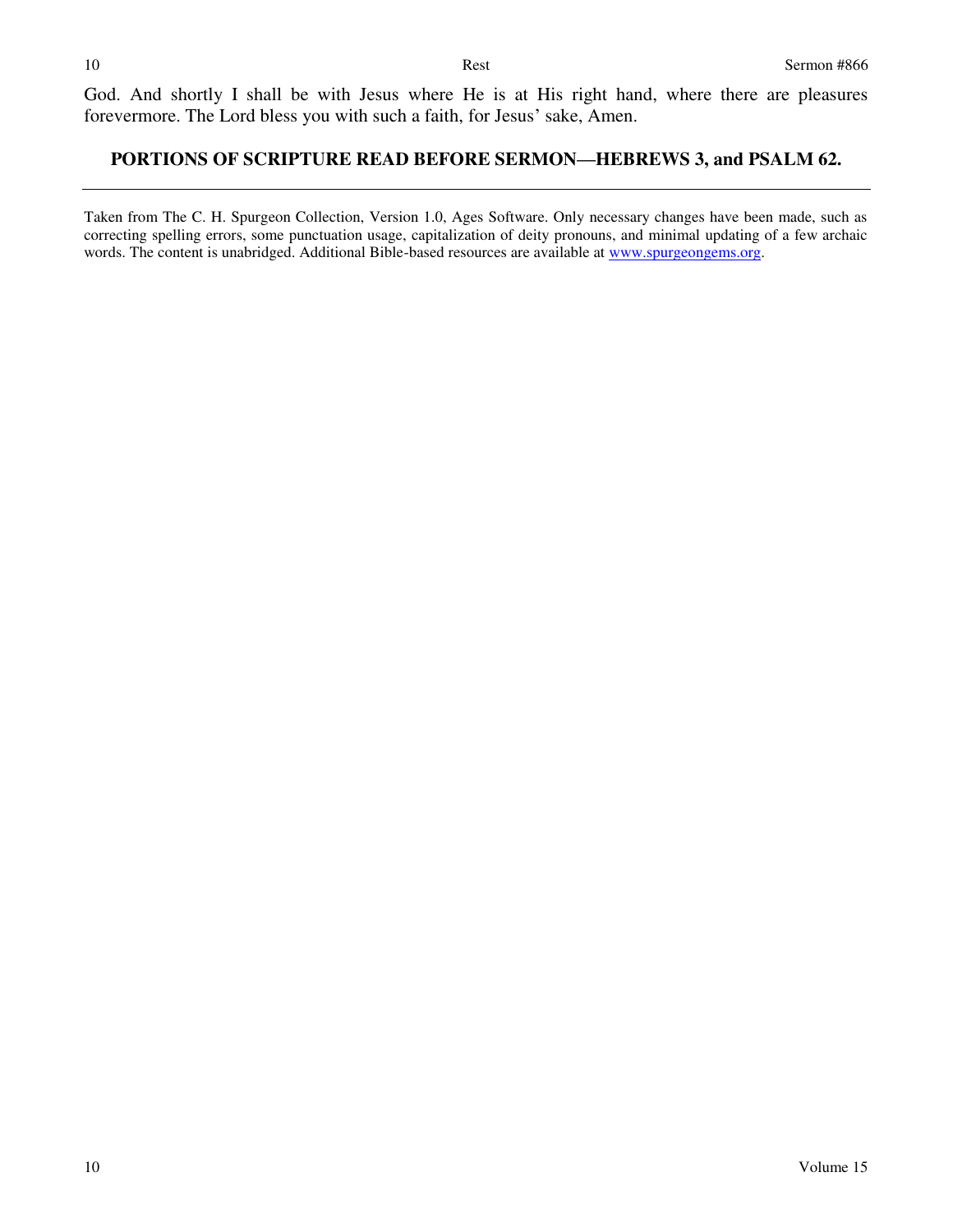God. And shortly I shall be with Jesus where He is at His right hand, where there are pleasures forevermore. The Lord bless you with such a faith, for Jesus' sake, Amen.

**PORTIONS OF SCRIPTURE READ BEFORE SERMON—HEBREWS 3, and PSALM 62.**

---

Taken from The C. H. Spurgeon Collection, Version 1.0, Ages Software. Only necessary changes have been made, such as correcting spelling errors, some punctuation usage, capitalization of deity pronouns, and minimal updating of a few archaic words. The content is unabridged. Additional Bible-based resources are available at www.spurgeongems.org.